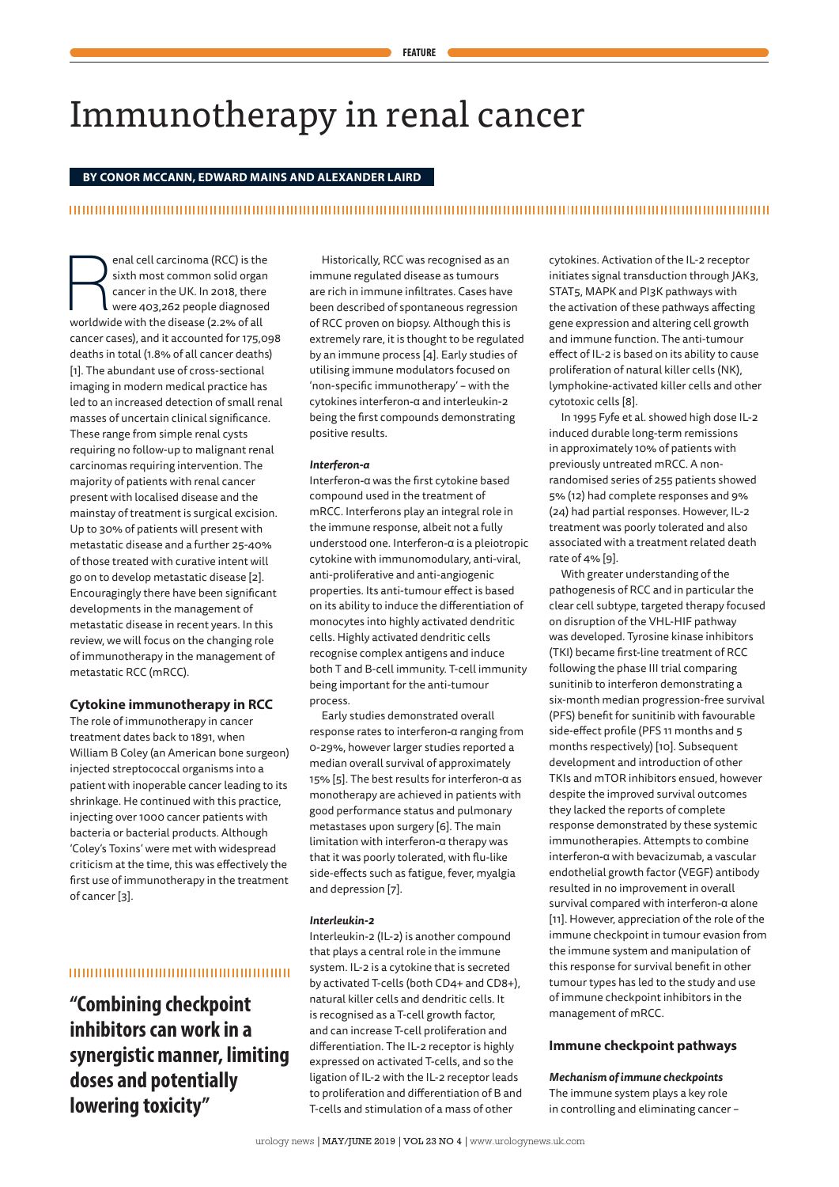# Immunotherapy in renal cancer

**BY CONOR MCCANN, EDWARD MAINS AND ALEXANDER LAIRD**

Renal cell carcinoma (RCC) is the sixth most common solid organ cancer in the UK. In 2018, there were 403,262 people diagnosed worldwide with the disease (2.2% of all cancer cases), and it accounted for 175,098 deaths in total (1.8% of all cancer deaths) [1]. The abundant use of cross-sectional imaging in modern medical practice has led to an increased detection of small renal masses of uncertain clinical significance. These range from simple renal cysts requiring no follow-up to malignant renal carcinomas requiring intervention. The majority of patients with renal cancer present with localised disease and the mainstay of treatment is surgical excision. Up to 30% of patients will present with metastatic disease and a further 25-40% of those treated with curative intent will go on to develop metastatic disease [2]. Encouragingly there have been significant developments in the management of metastatic disease in recent years. In this review, we will focus on the changing role of immunotherapy in the management of metastatic RCC (mRCC).

## Cytokine immunotherapy in RCC

The role of immunotherapy in cancer treatment dates back to 1891, when William B Coley (an American bone surgeon) injected streptococcal organisms into a patient with inoperable cancer leading to its shrinkage. He continued with this practice, injecting over 1000 cancer patients with bacteria or bacterial products. Although 'Coley's Toxins' were met with widespread criticism at the time, this was effectively the first use of immunotherapy in the treatment of cancer [3].

> **"Combining checkpoint inhibitors can work in a synergistic manner, limiting doses and potentially lowering toxicity"**

Historically, RCC was recognised as an immune regulated disease as tumours are rich in immune infiltrates. Cases have been described of spontaneous regression of RCC proven on biopsy. Although this is extremely rare, it is thought to be regulated by an immune process [4]. Early studies of utilising immune modulators focused on 'non-specific immunotherapy' – with the cytokines interferon-α and interleukin-2 being the first compounds demonstrating positive results.

### *Interferon-α*

Interferon-α was the first cytokine based compound used in the treatment of mRCC. Interferons play an integral role in the immune response, albeit not a fully understood one. Interferon-α is a pleiotropic cytokine with immunomodulary, anti-viral, anti-proliferative and anti-angiogenic properties. Its anti-tumour effect is based on its ability to induce the differentiation of monocytes into highly activated dendritic cells. Highly activated dendritic cells recognise complex antigens and induce both T and B-cell immunity. T-cell immunity being important for the anti-tumour process.

Early studies demonstrated overall response rates to interferon-α ranging from 0-29%, however larger studies reported a median overall survival of approximately 15% [5]. The best results for interferon-α as monotherapy are achieved in patients with good performance status and pulmonary metastases upon surgery [6]. The main limitation with interferon-α therapy was that it was poorly tolerated, with flu-like side-effects such as fatigue, fever, myalgia and depression [7].

### *Interleukin-2*

Interleukin-2 (IL-2) is another compound that plays a central role in the immune system. IL-2 is a cytokine that is secreted by activated T-cells (both CD4+ and CD8+), natural killer cells and dendritic cells. It is recognised as a T-cell growth factor, and can increase T-cell proliferation and differentiation. The IL-2 receptor is highly expressed on activated T-cells, and so the ligation of IL-2 with the IL-2 receptor leads to proliferation and differentiation of B and T-cells and stimulation of a mass of other cytokines. Activation of the IL-2 receptor initiates signal transduction through JAK3, STAT5, MAPK and PI3K pathways with the activation of these pathways affecting gene expression and altering cell growth and immune function. The anti-tumour effect of IL-2 is based on its ability to cause proliferation of natural killer cells (NK), lymphokine-activated killer cells and other cytotoxic cells [8].

In 1995 Fyfe et al. showed high dose IL-2 induced durable long-term remissions in approximately 10% of patients with previously untreated mRCC. A non-randomised series of 255 patients showed 5% (12) had complete responses and 9% (24) had partial responses. However, IL-2 treatment was poorly tolerated and also associated with a treatment related death rate of 4% [9].

With greater understanding of the pathogenesis of RCC and in particular the clear cell subtype, targeted therapy focused on disruption of the VHL-HIF pathway was developed. Tyrosine kinase inhibitors (TKI) became first-line treatment of RCC following the phase III trial comparing sunitinib to interferon demonstrating a six-month median progression-free survival (PFS) benefit for sunitinib with favourable side-effect profile (PFS 11 months and 5 months respectively) [10]. Subsequent development and introduction of other TKIs and mTOR inhibitors ensued, however despite the improved survival outcomes they lacked the reports of complete response demonstrated by these systemic immunotherapies. Attempts to combine interferon-α with bevacizumab, a vascular endothelial growth factor (VEGF) antibody resulted in no improvement in overall survival compared with interferon-α alone [11]. However, appreciation of the role of the immune checkpoint in tumour evasion from the immune system and manipulation of this response for survival benefit in other tumour types has led to the study and use of immune checkpoint inhibitors in the management of mRCC.

## Immune checkpoint pathways

### *Mechanism of immune checkpoints*

The immune system plays a key role in controlling and eliminating cancer –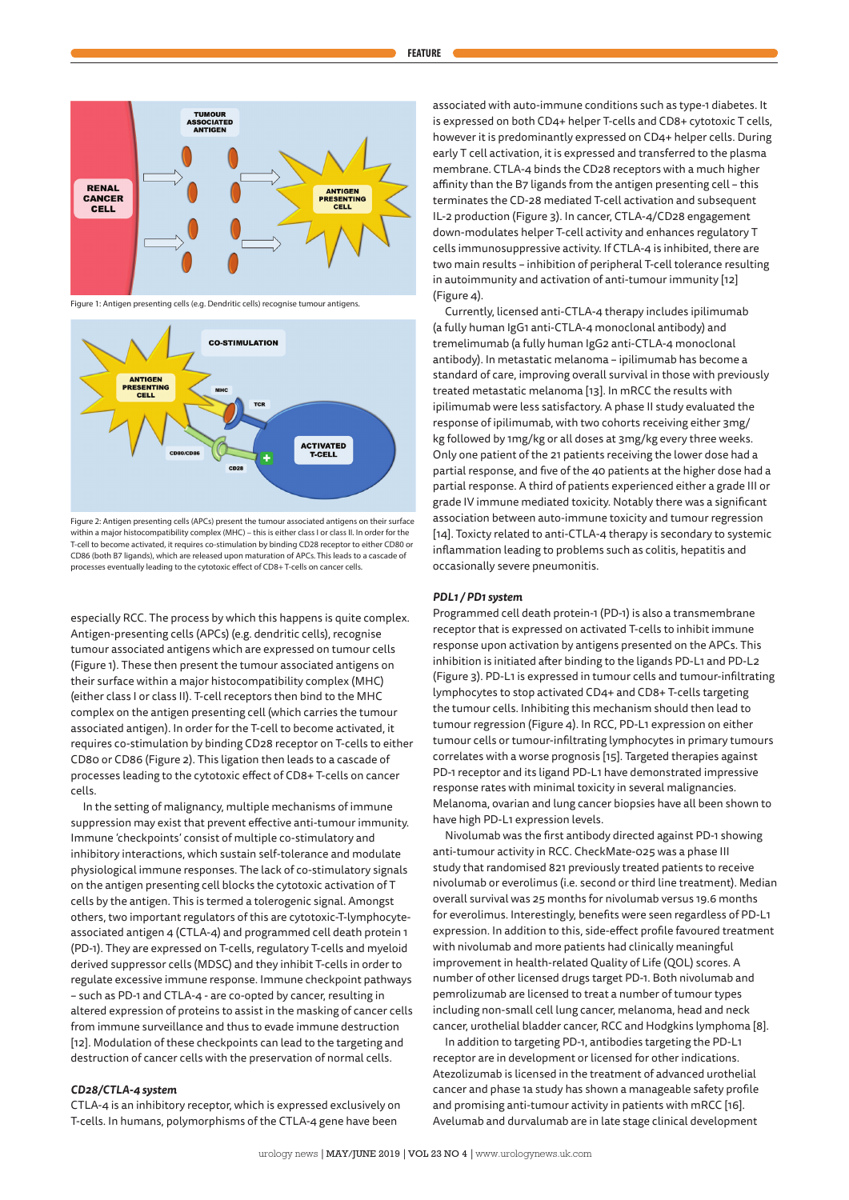RENAL CANCER CELL

TUMOUR ASSOCIATED ANTIGEN

ANTIGEN PRESENTING CELL

Figure 1: Antigen presenting cells (e.g. Dendritic cells) recognise tumour antigens.

CO-STIMULATION

ANTIGEN PRESENTING CELL

MHC

TCR

ACTIVATED T-CELL

CD80/CD86

CD28

Figure 2: Antigen presenting cells (APCs) present the tumour associated antigens on their surface within a major histocompatibility complex (MHC) – this is either class I or class II. In order for the T-cell to become activated, it requires co-stimulation by binding CD28 receptor to either CD80 or CD86 (both B7 ligands), which are released upon maturation of APCs. This leads to a cascade of processes eventually leading to the cytotoxic effect of CD8+ T-cells on cancer cells.

especially RCC. The process by which this happens is quite complex. Antigen-presenting cells (APCs) (e.g. dendritic cells), recognise tumour associated antigens which are expressed on tumour cells (Figure 1). These then present the tumour associated antigens on their surface within a major histocompatibility complex (MHC) (either class I or class II). T-cell receptors then bind to the MHC complex on the antigen presenting cell (which carries the tumour associated antigen). In order for the T-cell to become activated, it requires co-stimulation by binding CD28 receptor on T-cells to either CD80 or CD86 (Figure 2). This ligation then leads to a cascade of processes leading to the cytotoxic effect of CD8+ T-cells on cancer cells.

In the setting of malignancy, multiple mechanisms of immune suppression may exist that prevent effective anti-tumour immunity. Immune 'checkpoints' consist of multiple co-stimulatory and inhibitory interactions, which sustain self-tolerance and modulate physiological immune responses. The lack of co-stimulatory signals on the antigen presenting cell blocks the cytotoxic activation of T cells by the antigen. This is termed a tolerogenic signal. Amongst others, two important regulators of this are cytotoxic-T-lymphocyte-associated antigen 4 (CTLA-4) and programmed cell death protein 1 (PD-1). They are expressed on T-cells, regulatory T-cells and myeloid derived suppressor cells (MDSC) and they inhibit T-cells in order to regulate excessive immune response. Immune checkpoint pathways – such as PD-1 and CTLA-4 - are co-opted by cancer, resulting in altered expression of proteins to assist in the masking of cancer cells from immune surveillance and thus to evade immune destruction [12]. Modulation of these checkpoints can lead to the targeting and destruction of cancer cells with the preservation of normal cells.

### *CD28/CTLA-4 system*

CTLA-4 is an inhibitory receptor, which is expressed exclusively on T-cells. In humans, polymorphisms of the CTLA-4 gene have been associated with auto-immune conditions such as type-1 diabetes. It is expressed on both CD4+ helper T-cells and CD8+ cytotoxic T cells, however it is predominantly expressed on CD4+ helper cells. During early T cell activation, it is expressed and transferred to the plasma membrane. CTLA-4 binds the CD28 receptors with a much higher affinity than the B7 ligands from the antigen presenting cell – this terminates the CD-28 mediated T-cell activation and subsequent IL-2 production (Figure 3). In cancer, CTLA-4/CD28 engagement down-modulates helper T-cell activity and enhances regulatory T cells immunosuppressive activity. If CTLA-4 is inhibited, there are two main results – inhibition of peripheral T-cell tolerance resulting in autoimmunity and activation of anti-tumour immunity [12] (Figure 4).

Currently, licensed anti-CTLA-4 therapy includes ipilimumab (a fully human IgG1 anti-CTLA-4 monoclonal antibody) and tremelimumab (a fully human IgG2 anti-CTLA-4 monoclonal antibody). In metastatic melanoma – ipilimumab has become a standard of care, improving overall survival in those with previously treated metastatic melanoma [13]. In mRCC the results with ipilimumab were less satisfactory. A phase II study evaluated the response of ipilimumab, with two cohorts receiving either 3mg/kg followed by 1mg/kg or all doses at 3mg/kg every three weeks. Only one patient of the 21 patients receiving the lower dose had a partial response, and five of the 40 patients at the higher dose had a partial response. A third of patients experienced either a grade III or grade IV immune mediated toxicity. Notably there was a significant association between auto-immune toxicity and tumour regression [14]. Toxicty related to anti-CTLA-4 therapy is secondary to systemic inflammation leading to problems such as colitis, hepatitis and occasionally severe pneumonitis.

### *PDL1 / PD1 system*

Programmed cell death protein-1 (PD-1) is also a transmembrane receptor that is expressed on activated T-cells to inhibit immune response upon activation by antigens presented on the APCs. This inhibition is initiated after binding to the ligands PD-L1 and PD-L2 (Figure 3). PD-L1 is expressed in tumour cells and tumour-infiltrating lymphocytes to stop activated CD4+ and CD8+ T-cells targeting the tumour cells. Inhibiting this mechanism should then lead to tumour regression (Figure 4). In RCC, PD-L1 expression on either tumour cells or tumour-infiltrating lymphocytes in primary tumours correlates with a worse prognosis [15]. Targeted therapies against PD-1 receptor and its ligand PD-L1 have demonstrated impressive response rates with minimal toxicity in several malignancies. Melanoma, ovarian and lung cancer biopsies have all been shown to have high PD-L1 expression levels.

Nivolumab was the first antibody directed against PD-1 showing anti-tumour activity in RCC. CheckMate-025 was a phase III study that randomised 821 previously treated patients to receive nivolumab or everolimus (i.e. second or third line treatment). Median overall survival was 25 months for nivolumab versus 19.6 months for everolimus. Interestingly, benefits were seen regardless of PD-L1 expression. In addition to this, side-effect profile favoured treatment with nivolumab and more patients had clinically meaningful improvement in health-related Quality of Life (QOL) scores. A number of other licensed drugs target PD-1. Both nivolumab and pemrolizumab are licensed to treat a number of tumour types including non-small cell lung cancer, melanoma, head and neck cancer, urothelial bladder cancer, RCC and Hodgkins lymphoma [8].

In addition to targeting PD-1, antibodies targeting the PD-L1 receptor are in development or licensed for other indications. Atezolizumab is licensed in the treatment of advanced urothelial cancer and phase 1a study has shown a manageable safety profile and promising anti-tumour activity in patients with mRCC [16]. Avelumab and durvalumab are in late stage clinical development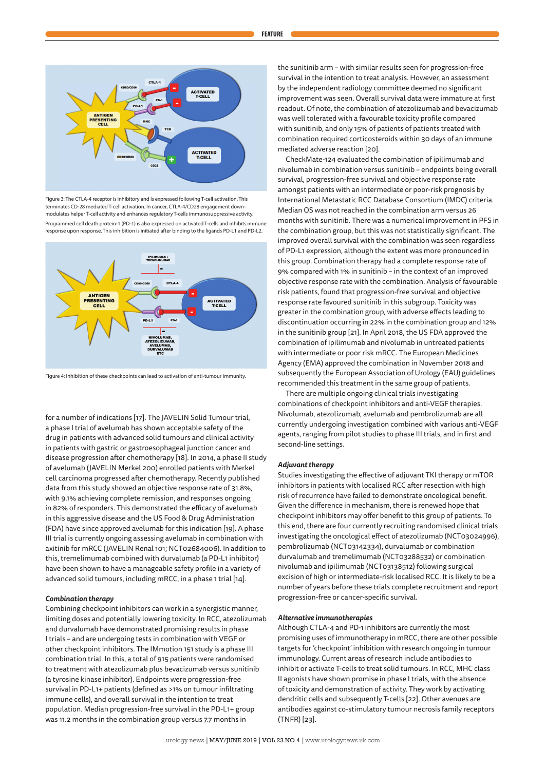ACTIVATED T-CELL

CTLA-4

CD80/CD86

PD-1

PD-L1

ANTIGEN PRESENTING CELL

MHC

TCR

ACTIVATED T-CELL

CD80/CD86

CD28

Figure 3: The CTLA-4 receptor is inhibitory and is expressed following T-cell activation. This terminates CD-28 mediated T-cell activation. In cancer, CTLA-4/CD28 engagement down-modulates helper T-cell activity and enhances regulatory T-cells immunosuppressive activity. Programmed cell death protein-1 (PD-1) is also expressed on activated T-cells and inhibits immune response upon response. This inhibition is initiated after binding to the ligands PD-L1 and PD-L2.

IPILIMUMAB + TREMELIMUMAB

CD80/CD86

CTLA-4

ANTIGEN PRESENTING CELL

ACTIVATED T-CELL

PD-L1

PD-1

NIVOLUMAB, ATEZOLIZUMAB, AVELUMAB, DURVALUMAB ETC

Figure 4: Inhibition of these checkpoints can lead to activation of anti-tumour immunity.

for a number of indications [17]. The JAVELIN Solid Tumour trial, a phase I trial of avelumab has shown acceptable safety of the drug in patients with advanced solid tumours and clinical activity in patients with gastric or gastroesophageal junction cancer and disease progression after chemotherapy [18]. In 2014, a phase II study of avelumab (JAVELIN Merkel 200) enrolled patients with Merkel cell carcinoma progressed after chemotherapy. Recently published data from this study showed an objective response rate of 31.8%, with 9.1% achieving complete remission, and responses ongoing in 82% of responders. This demonstrated the efficacy of avelumab in this aggressive disease and the US Food & Drug Administration (FDA) have since approved avelumab for this indication [19]. A phase III trial is currently ongoing assessing avelumab in combination with axitinib for mRCC (JAVELIN Renal 101; NCT02684006). In addition to this, tremelimumab combined with durvalumab (a PD-L1 inhibitor) have been shown to have a manageable safety profile in a variety of advanced solid tumours, including mRCC, in a phase 1 trial [14].

#### *Combination therapy*

Combining checkpoint inhibitors can work in a synergistic manner, limiting doses and potentially lowering toxicity. In RCC, atezolizumab and durvalumab have demonstrated promising results in phase I trials – and are undergoing tests in combination with VEGF or other checkpoint inhibitors. The IMmotion 151 study is a phase III combination trial. In this, a total of 915 patients were randomised to treatment with atezolizumab plus bevacizumab versus sunitinib (a tyrosine kinase inhibitor). Endpoints were progression-free survival in PD-L1+ patients (defined as >1% on tumour infiltrating immune cells), and overall survival in the intention to treat population. Median progression-free survival in the PD-L1+ group was 11.2 months in the combination group versus 7.7 months in the sunitinib arm – with similar results seen for progression-free survival in the intention to treat analysis. However, an assessment by the independent radiology committee deemed no significant improvement was seen. Overall survival data were immature at first readout. Of note, the combination of atezolizumab and bevacizumab was well tolerated with a favourable toxicity profile compared with sunitinib, and only 15% of patients of patients treated with combination required corticosteroids within 30 days of an immune mediated adverse reaction [20].

CheckMate-124 evaluated the combination of ipilimumab and nivolumab in combination versus sunitinib – endpoints being overall survival, progression-free survival and objective response rate amongst patients with an intermediate or poor-risk prognosis by International Metastatic RCC Database Consortium (IMDC) criteria. Median OS was not reached in the combination arm versus 26 months with sunitinib. There was a numerical improvement in PFS in the combination group, but this was not statistically significant. The improved overall survival with the combination was seen regardless of PD-L1 expression, although the extent was more pronounced in this group. Combination therapy had a complete response rate of 9% compared with 1% in sunitinib – in the context of an improved objective response rate with the combination. Analysis of favourable risk patients, found that progression-free survival and objective response rate favoured sunitinib in this subgroup. Toxicity was greater in the combination group, with adverse effects leading to discontinuation occurring in 22% in the combination group and 12% in the sunitinib group [21]. In April 2018, the US FDA approved the combination of ipilimumab and nivolumab in untreated patients with intermediate or poor risk mRCC. The European Medicines Agency (EMA) approved the combination in November 2018 and subsequently the European Association of Urology (EAU) guidelines recommended this treatment in the same group of patients.

There are multiple ongoing clinical trials investigating combinations of checkpoint inhibitors and anti-VEGF therapies. Nivolumab, atezolizumab, avelumab and pembrolizumab are all currently undergoing investigation combined with various anti-VEGF agents, ranging from pilot studies to phase III trials, and in first and second-line settings.

#### *Adjuvant therapy*

Studies investigating the effective of adjuvant TKI therapy or mTOR inhibitors in patients with localised RCC after resection with high risk of recurrence have failed to demonstrate oncological benefit. Given the difference in mechanism, there is renewed hope that checkpoint inhibitors may offer benefit to this group of patients. To this end, there are four currently recruiting randomised clinical trials investigating the oncological effect of atezolizumab (NCT03024996), pembrolizumab (NCT03142334), durvalumab or combination durvalumab and tremelimumab (NCT03288532) or combination nivolumab and ipilimumab (NCT03138512) following surgical excision of high or intermediate-risk localised RCC. It is likely to be a number of years before these trials complete recruitment and report progression-free or cancer-specific survival.

#### *Alternative immunotherapies*

Although CTLA-4 and PD-1 inhibitors are currently the most promising uses of immunotherapy in mRCC, there are other possible targets for 'checkpoint' inhibition with research ongoing in tumour immunology. Current areas of research include antibodies to inhibit or activate T-cells to treat solid tumours. In RCC, MHC class II agonists have shown promise in phase I trials, with the absence of toxicity and demonstration of activity. They work by activating dendritic cells and subsequently T-cells [22]. Other avenues are antibodies against co-stimulatory tumour necrosis family receptors (TNFR) [23].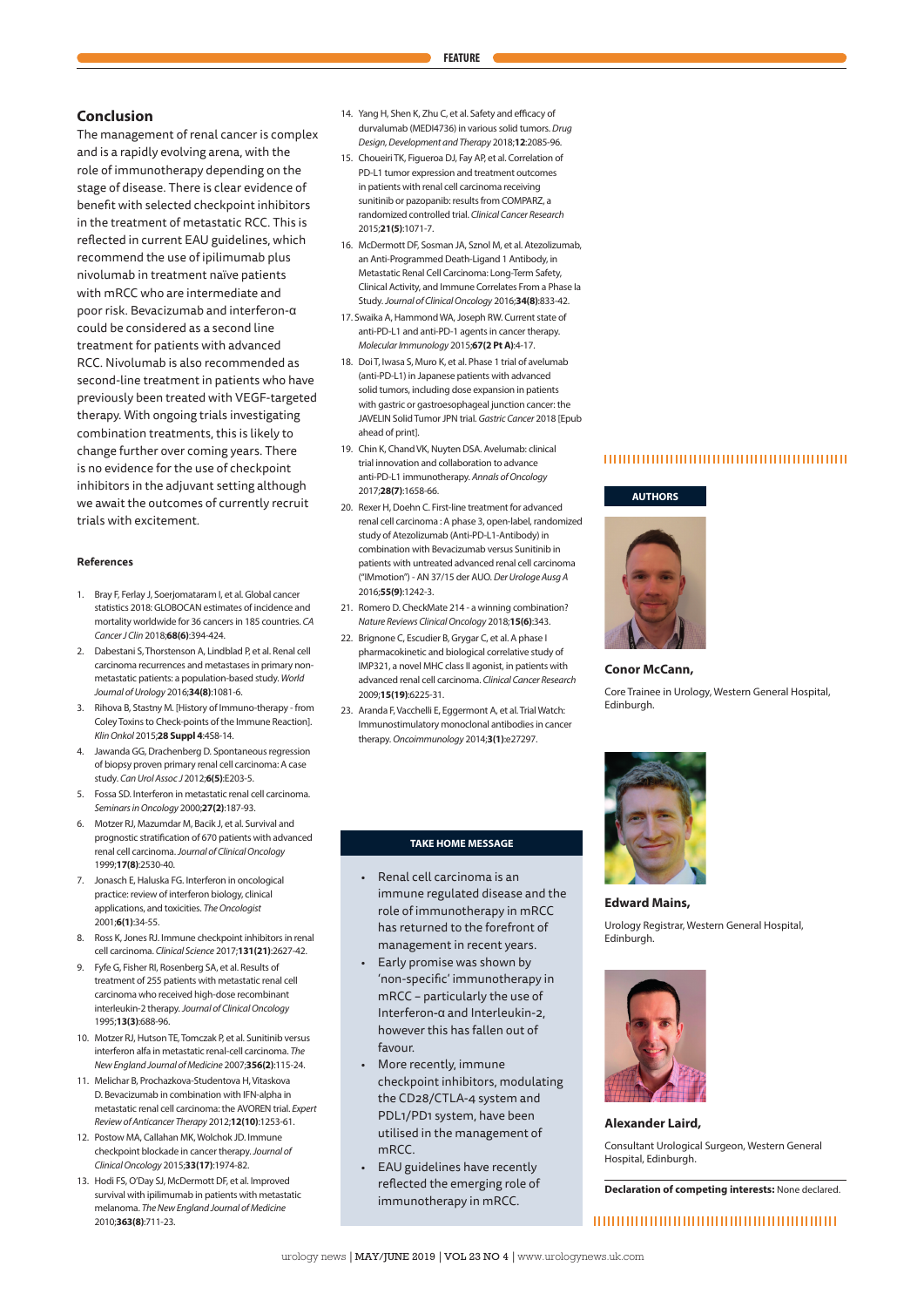## Conclusion

The management of renal cancer is complex and is a rapidly evolving arena, with the role of immunotherapy depending on the stage of disease. There is clear evidence of benefit with selected checkpoint inhibitors in the treatment of metastatic RCC. This is reflected in current EAU guidelines, which recommend the use of ipilimumab plus nivolumab in treatment naïve patients with mRCC who are intermediate and poor risk. Bevacizumab and interferon-α could be considered as a second line treatment for patients with advanced RCC. Nivolumab is also recommended as second-line treatment in patients who have previously been treated with VEGF-targeted therapy. With ongoing trials investigating combination treatments, this is likely to change further over coming years. There is no evidence for the use of checkpoint inhibitors in the adjuvant setting although we await the outcomes of currently recruit trials with excitement.

### References

1. Bray F, Ferlay J, Soerjomataram I, et al. Global cancer statistics 2018: GLOBOCAN estimates of incidence and mortality worldwide for 36 cancers in 185 countries. *CA Cancer J Clin* 2018;**68(6)**:394-424.
2. Dabestani S, Thorstenson A, Lindblad P, et al. Renal cell carcinoma recurrences and metastases in primary non-metastatic patients: a population-based study. *World Journal of Urology* 2016;**34(8)**:1081-6.
3. Rihova B, Stastny M. [History of Immuno-therapy - from Coley Toxins to Check-points of the Immune Reaction]. *Klin Onkol* 2015;**28 Suppl 4**:4S8-14.
4. Jawanda GG, Drachenberg D. Spontaneous regression of biopsy proven primary renal cell carcinoma: A case study. *Can Urol Assoc J* 2012;**6(5)**:E203-5.
5. Fossa SD. Interferon in metastatic renal cell carcinoma. *Seminars in Oncology* 2000;**27(2)**:187-93.
6. Motzer RJ, Mazumdar M, Bacik J, et al. Survival and prognostic stratification of 670 patients with advanced renal cell carcinoma. *Journal of Clinical Oncology* 1999;**17(8)**:2530-40.
7. Jonasch E, Haluska FG. Interferon in oncological practice: review of interferon biology, clinical applications, and toxicities. *The Oncologist* 2001;**6(1)**:34-55.
8. Ross K, Jones RJ. Immune checkpoint inhibitors in renal cell carcinoma. *Clinical Science* 2017;**131(21)**:2627-42.
9. Fyfe G, Fisher RI, Rosenberg SA, et al. Results of treatment of 255 patients with metastatic renal cell carcinoma who received high-dose recombinant interleukin-2 therapy. *Journal of Clinical Oncology* 1995;**13(3)**:688-96.
10. Motzer RJ, Hutson TE, Tomczak P, et al. Sunitinib versus interferon alfa in metastatic renal-cell carcinoma. *The New England Journal of Medicine* 2007;**356(2)**:115-24.
11. Melichar B, Prochazkova-Studentova H, Vitaskova D. Bevacizumab in combination with IFN-alpha in metastatic renal cell carcinoma: the AVOREN trial. *Expert Review of Anticancer Therapy* 2012;**12(10)**:1253-61.
12. Postow MA, Callahan MK, Wolchok JD. Immune checkpoint blockade in cancer therapy. *Journal of Clinical Oncology* 2015;**33(17)**:1974-82.
13. Hodi FS, O'Day SJ, McDermott DF, et al. Improved survival with ipilimumab in patients with metastatic melanoma. *The New England Journal of Medicine* 2010;**363(8)**:711-23.
14. Yang H, Shen K, Zhu C, et al. Safety and efficacy of durvalumab (MEDI4736) in various solid tumors. *Drug Design, Development and Therapy* 2018;**12**:2085-96.
15. Choueiri TK, Figueroa DJ, Fay AP, et al. Correlation of PD-L1 tumor expression and treatment outcomes in patients with renal cell carcinoma receiving sunitinib or pazopanib: results from COMPARZ, a randomized controlled trial. *Clinical Cancer Research* 2015;**21(5)**:1071-7.
16. McDermott DF, Sosman JA, Sznol M, et al. Atezolizumab, an Anti-Programmed Death-Ligand 1 Antibody, in Metastatic Renal Cell Carcinoma: Long-Term Safety, Clinical Activity, and Immune Correlates From a Phase Ia Study. *Journal of Clinical Oncology* 2016;**34(8)**:833-42.
17. Swaika A, Hammond WA, Joseph RW. Current state of anti-PD-L1 and anti-PD-1 agents in cancer therapy. *Molecular Immunology* 2015;**67(2 Pt A)**:4-17.
18. Doi T, Iwasa S, Muro K, et al. Phase 1 trial of avelumab (anti-PD-L1) in Japanese patients with advanced solid tumors, including dose expansion in patients with gastric or gastroesophageal junction cancer: the JAVELIN Solid Tumor JPN trial. *Gastric Cancer* 2018 [Epub ahead of print].
19. Chin K, Chand VK, Nuyten DSA. Avelumab: clinical trial innovation and collaboration to advance anti-PD-L1 immunotherapy. *Annals of Oncology* 2017;**28(7)**:1658-66.
20. Rexer H, Doehn C. First-line treatment for advanced renal cell carcinoma : A phase 3, open-label, randomized study of Atezolizumab (Anti-PD-L1-Antibody) in combination with Bevacizumab versus Sunitinib in patients with untreated advanced renal cell carcinoma ("IMmotion") - AN 37/15 der AUO. *Der Urologe Ausg A* 2016;**55(9)**:1242-3.
21. Romero D. CheckMate 214 - a winning combination? *Nature Reviews Clinical Oncology* 2018;**15(6)**:343.
22. Brignone C, Escudier B, Grygar C, et al. A phase I pharmacokinetic and biological correlative study of IMP321, a novel MHC class II agonist, in patients with advanced renal cell carcinoma. *Clinical Cancer Research* 2009;**15(19)**:6225-31.
23. Aranda F, Vacchelli E, Eggermont A, et al. Trial Watch: Immunostimulatory monoclonal antibodies in cancer therapy. *Oncoimmunology* 2014;**3(1)**:e27297.

### TAKE HOME MESSAGE

- Renal cell carcinoma is an immune regulated disease and the role of immunotherapy in mRCC has returned to the forefront of management in recent years.
- Early promise was shown by 'non-specific' immunotherapy in mRCC – particularly the use of Interferon-α and Interleukin-2, however this has fallen out of favour.
- More recently, immune checkpoint inhibitors, modulating the CD28/CTLA-4 system and PDL1/PD1 system, have been utilised in the management of mRCC.
- EAU guidelines have recently reflected the emerging role of immunotherapy in mRCC.

### AUTHORS

**Conor McCann,**

Core Trainee in Urology, Western General Hospital, Edinburgh.

**Edward Mains,**

Urology Registrar, Western General Hospital, Edinburgh.

**Alexander Laird,**

Consultant Urological Surgeon, Western General Hospital, Edinburgh.

**Declaration of competing interests:** None declared.